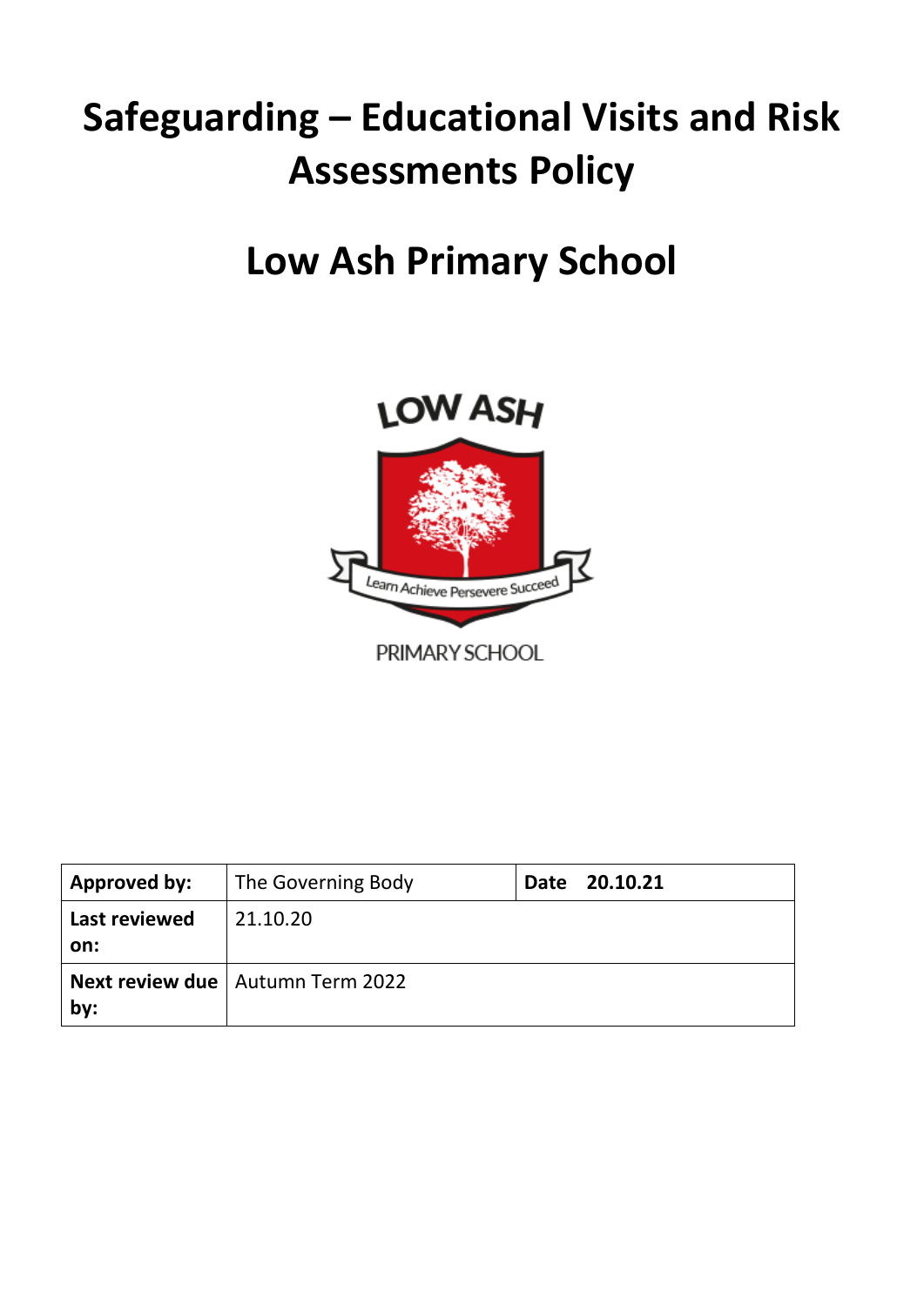# Safeguarding – Educational Visits and Risk Assessments Policy

# Low Ash Primary School

LOW ASH

Learn Achieve Persevere Succeed

PRIMARY SCHOOL

| **Approved by:** | The Governing Body | **Date 20.10.21** |
|---|---|---|
| **Last reviewed on:** | 21.10.20 | |
| **Next review due by:** | Autumn Term 2022 | |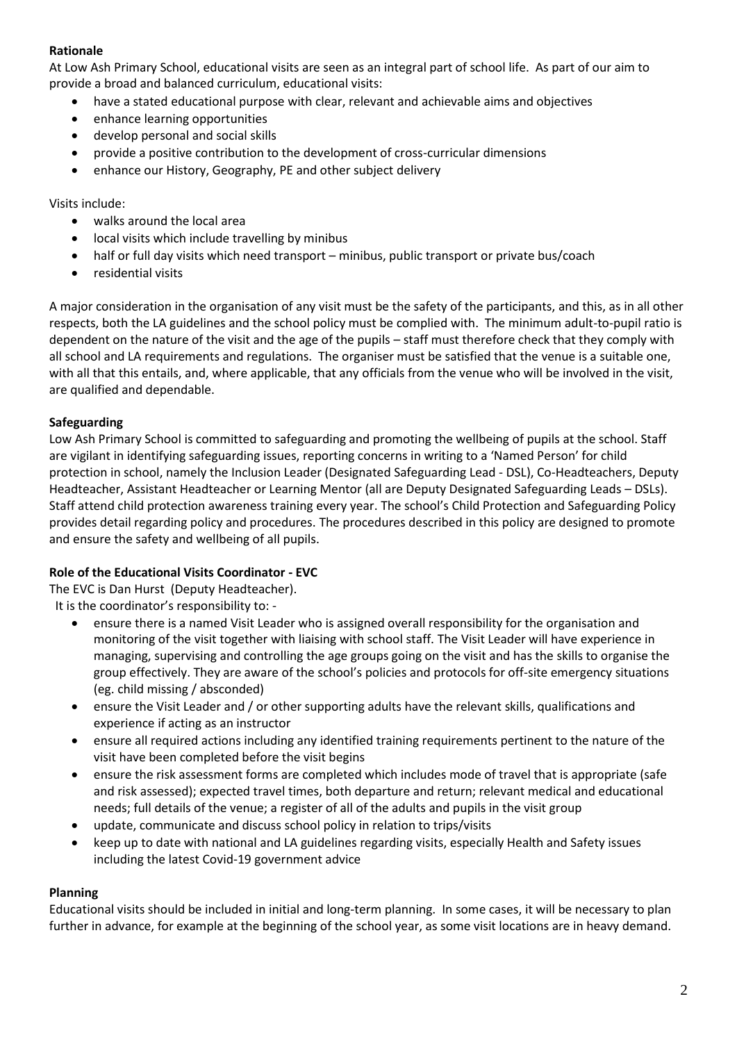**Rationale**

At Low Ash Primary School, educational visits are seen as an integral part of school life. As part of our aim to provide a broad and balanced curriculum, educational visits:

- have a stated educational purpose with clear, relevant and achievable aims and objectives
- enhance learning opportunities
- develop personal and social skills
- provide a positive contribution to the development of cross-curricular dimensions
- enhance our History, Geography, PE and other subject delivery

Visits include:

- walks around the local area
- local visits which include travelling by minibus
- half or full day visits which need transport – minibus, public transport or private bus/coach
- residential visits

A major consideration in the organisation of any visit must be the safety of the participants, and this, as in all other respects, both the LA guidelines and the school policy must be complied with. The minimum adult-to-pupil ratio is dependent on the nature of the visit and the age of the pupils – staff must therefore check that they comply with all school and LA requirements and regulations. The organiser must be satisfied that the venue is a suitable one, with all that this entails, and, where applicable, that any officials from the venue who will be involved in the visit, are qualified and dependable.

**Safeguarding**

Low Ash Primary School is committed to safeguarding and promoting the wellbeing of pupils at the school. Staff are vigilant in identifying safeguarding issues, reporting concerns in writing to a 'Named Person' for child protection in school, namely the Inclusion Leader (Designated Safeguarding Lead - DSL), Co-Headteachers, Deputy Headteacher, Assistant Headteacher or Learning Mentor (all are Deputy Designated Safeguarding Leads – DSLs). Staff attend child protection awareness training every year. The school's Child Protection and Safeguarding Policy provides detail regarding policy and procedures. The procedures described in this policy are designed to promote and ensure the safety and wellbeing of all pupils.

**Role of the Educational Visits Coordinator - EVC**

The EVC is Dan Hurst (Deputy Headteacher).

It is the coordinator's responsibility to: -

- ensure there is a named Visit Leader who is assigned overall responsibility for the organisation and monitoring of the visit together with liaising with school staff. The Visit Leader will have experience in managing, supervising and controlling the age groups going on the visit and has the skills to organise the group effectively. They are aware of the school's policies and protocols for off-site emergency situations (eg. child missing / absconded)
- ensure the Visit Leader and / or other supporting adults have the relevant skills, qualifications and experience if acting as an instructor
- ensure all required actions including any identified training requirements pertinent to the nature of the visit have been completed before the visit begins
- ensure the risk assessment forms are completed which includes mode of travel that is appropriate (safe and risk assessed); expected travel times, both departure and return; relevant medical and educational needs; full details of the venue; a register of all of the adults and pupils in the visit group
- update, communicate and discuss school policy in relation to trips/visits
- keep up to date with national and LA guidelines regarding visits, especially Health and Safety issues including the latest Covid-19 government advice

**Planning**

Educational visits should be included in initial and long-term planning. In some cases, it will be necessary to plan further in advance, for example at the beginning of the school year, as some visit locations are in heavy demand.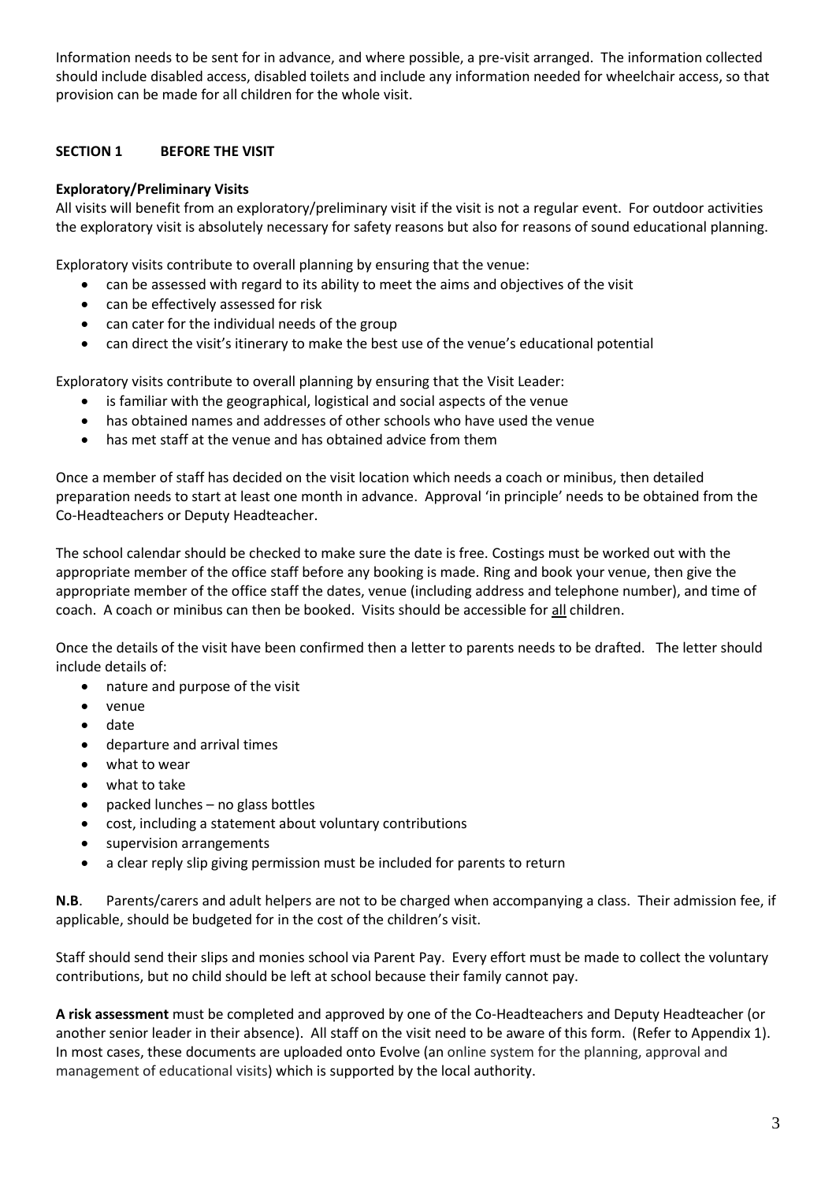Information needs to be sent for in advance, and where possible, a pre-visit arranged. The information collected should include disabled access, disabled toilets and include any information needed for wheelchair access, so that provision can be made for all children for the whole visit.

## SECTION 1 BEFORE THE VISIT

### Exploratory/Preliminary Visits

All visits will benefit from an exploratory/preliminary visit if the visit is not a regular event. For outdoor activities the exploratory visit is absolutely necessary for safety reasons but also for reasons of sound educational planning.

Exploratory visits contribute to overall planning by ensuring that the venue:

- can be assessed with regard to its ability to meet the aims and objectives of the visit
- can be effectively assessed for risk
- can cater for the individual needs of the group
- can direct the visit's itinerary to make the best use of the venue's educational potential

Exploratory visits contribute to overall planning by ensuring that the Visit Leader:

- is familiar with the geographical, logistical and social aspects of the venue
- has obtained names and addresses of other schools who have used the venue
- has met staff at the venue and has obtained advice from them

Once a member of staff has decided on the visit location which needs a coach or minibus, then detailed preparation needs to start at least one month in advance. Approval 'in principle' needs to be obtained from the Co-Headteachers or Deputy Headteacher.

The school calendar should be checked to make sure the date is free. Costings must be worked out with the appropriate member of the office staff before any booking is made. Ring and book your venue, then give the appropriate member of the office staff the dates, venue (including address and telephone number), and time of coach. A coach or minibus can then be booked. Visits should be accessible for all children.

Once the details of the visit have been confirmed then a letter to parents needs to be drafted. The letter should include details of:

- nature and purpose of the visit
- venue
- date
- departure and arrival times
- what to wear
- what to take
- packed lunches – no glass bottles
- cost, including a statement about voluntary contributions
- supervision arrangements
- a clear reply slip giving permission must be included for parents to return

**N.B**. Parents/carers and adult helpers are not to be charged when accompanying a class. Their admission fee, if applicable, should be budgeted for in the cost of the children's visit.

Staff should send their slips and monies school via Parent Pay. Every effort must be made to collect the voluntary contributions, but no child should be left at school because their family cannot pay.

**A risk assessment** must be completed and approved by one of the Co-Headteachers and Deputy Headteacher (or another senior leader in their absence). All staff on the visit need to be aware of this form. (Refer to Appendix 1). In most cases, these documents are uploaded onto Evolve (an online system for the planning, approval and management of educational visits) which is supported by the local authority.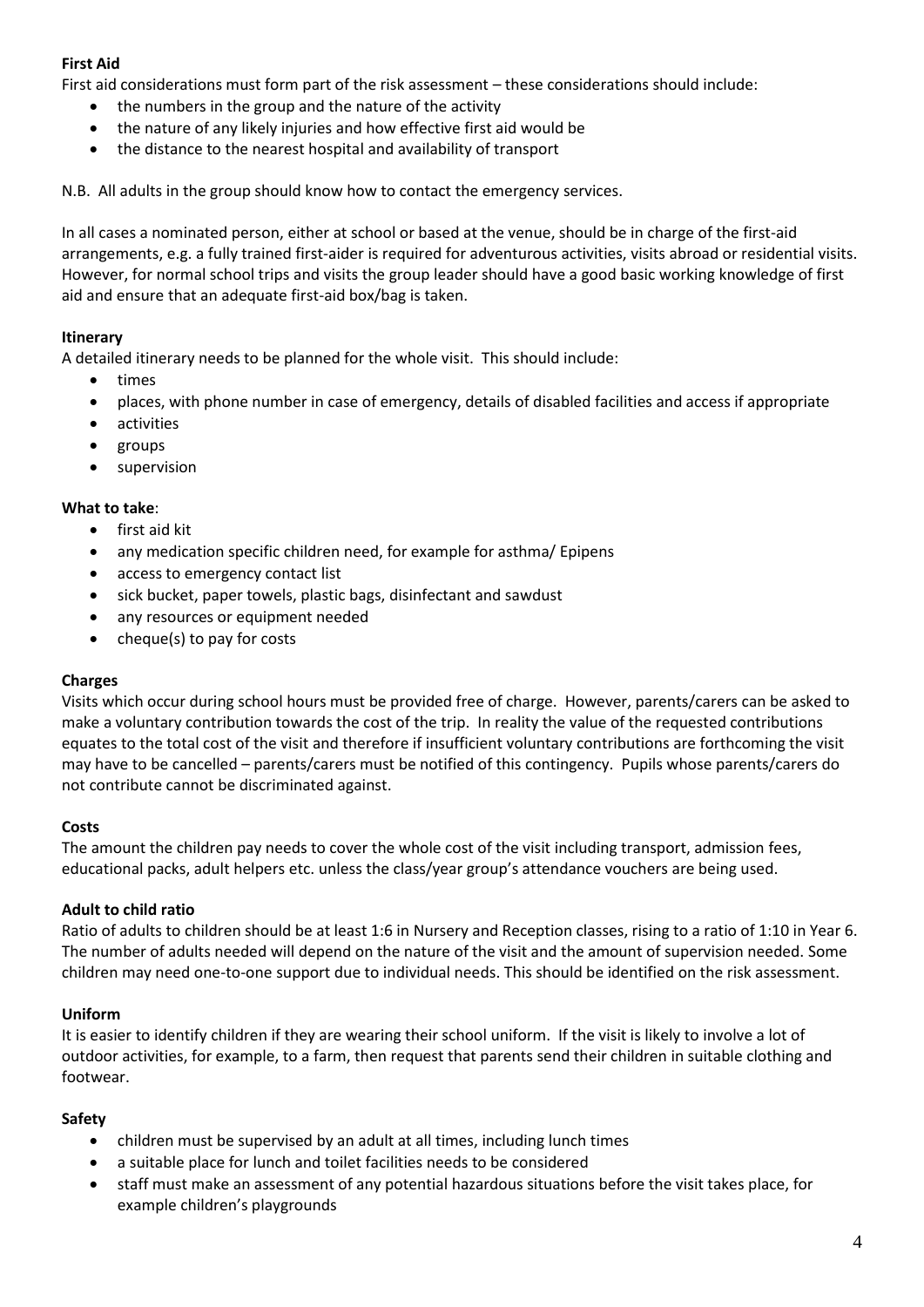**First Aid**

First aid considerations must form part of the risk assessment – these considerations should include:

- the numbers in the group and the nature of the activity
- the nature of any likely injuries and how effective first aid would be
- the distance to the nearest hospital and availability of transport

N.B. All adults in the group should know how to contact the emergency services.

In all cases a nominated person, either at school or based at the venue, should be in charge of the first-aid arrangements, e.g. a fully trained first-aider is required for adventurous activities, visits abroad or residential visits. However, for normal school trips and visits the group leader should have a good basic working knowledge of first aid and ensure that an adequate first-aid box/bag is taken.

**Itinerary**

A detailed itinerary needs to be planned for the whole visit. This should include:

- times
- places, with phone number in case of emergency, details of disabled facilities and access if appropriate
- activities
- groups
- supervision

**What to take**:

- first aid kit
- any medication specific children need, for example for asthma/ Epipens
- access to emergency contact list
- sick bucket, paper towels, plastic bags, disinfectant and sawdust
- any resources or equipment needed
- cheque(s) to pay for costs

**Charges**

Visits which occur during school hours must be provided free of charge. However, parents/carers can be asked to make a voluntary contribution towards the cost of the trip. In reality the value of the requested contributions equates to the total cost of the visit and therefore if insufficient voluntary contributions are forthcoming the visit may have to be cancelled – parents/carers must be notified of this contingency. Pupils whose parents/carers do not contribute cannot be discriminated against.

**Costs**

The amount the children pay needs to cover the whole cost of the visit including transport, admission fees, educational packs, adult helpers etc. unless the class/year group's attendance vouchers are being used.

**Adult to child ratio**

Ratio of adults to children should be at least 1:6 in Nursery and Reception classes, rising to a ratio of 1:10 in Year 6. The number of adults needed will depend on the nature of the visit and the amount of supervision needed. Some children may need one-to-one support due to individual needs. This should be identified on the risk assessment.

**Uniform**

It is easier to identify children if they are wearing their school uniform. If the visit is likely to involve a lot of outdoor activities, for example, to a farm, then request that parents send their children in suitable clothing and footwear.

**Safety**

- children must be supervised by an adult at all times, including lunch times
- a suitable place for lunch and toilet facilities needs to be considered
- staff must make an assessment of any potential hazardous situations before the visit takes place, for example children's playgrounds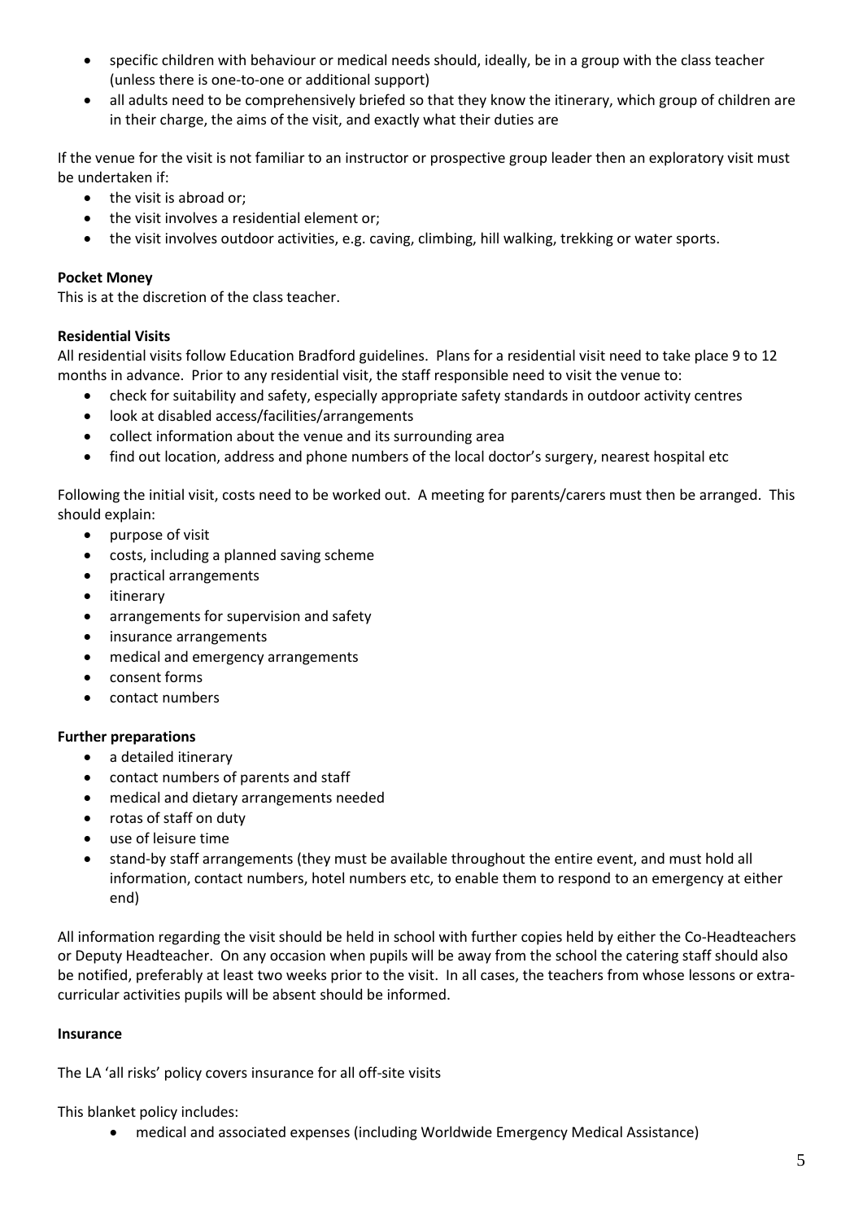- specific children with behaviour or medical needs should, ideally, be in a group with the class teacher (unless there is one-to-one or additional support)
- all adults need to be comprehensively briefed so that they know the itinerary, which group of children are in their charge, the aims of the visit, and exactly what their duties are

If the venue for the visit is not familiar to an instructor or prospective group leader then an exploratory visit must be undertaken if:

- the visit is abroad or;
- the visit involves a residential element or;
- the visit involves outdoor activities, e.g. caving, climbing, hill walking, trekking or water sports.

**Pocket Money**

This is at the discretion of the class teacher.

**Residential Visits**

All residential visits follow Education Bradford guidelines. Plans for a residential visit need to take place 9 to 12 months in advance. Prior to any residential visit, the staff responsible need to visit the venue to:

- check for suitability and safety, especially appropriate safety standards in outdoor activity centres
- look at disabled access/facilities/arrangements
- collect information about the venue and its surrounding area
- find out location, address and phone numbers of the local doctor's surgery, nearest hospital etc

Following the initial visit, costs need to be worked out. A meeting for parents/carers must then be arranged. This should explain:

- purpose of visit
- costs, including a planned saving scheme
- practical arrangements
- itinerary
- arrangements for supervision and safety
- insurance arrangements
- medical and emergency arrangements
- consent forms
- contact numbers

**Further preparations**

- a detailed itinerary
- contact numbers of parents and staff
- medical and dietary arrangements needed
- rotas of staff on duty
- use of leisure time
- stand-by staff arrangements (they must be available throughout the entire event, and must hold all information, contact numbers, hotel numbers etc, to enable them to respond to an emergency at either end)

All information regarding the visit should be held in school with further copies held by either the Co-Headteachers or Deputy Headteacher. On any occasion when pupils will be away from the school the catering staff should also be notified, preferably at least two weeks prior to the visit. In all cases, the teachers from whose lessons or extra-curricular activities pupils will be absent should be informed.

**Insurance**

The LA 'all risks' policy covers insurance for all off-site visits

This blanket policy includes:

- medical and associated expenses (including Worldwide Emergency Medical Assistance)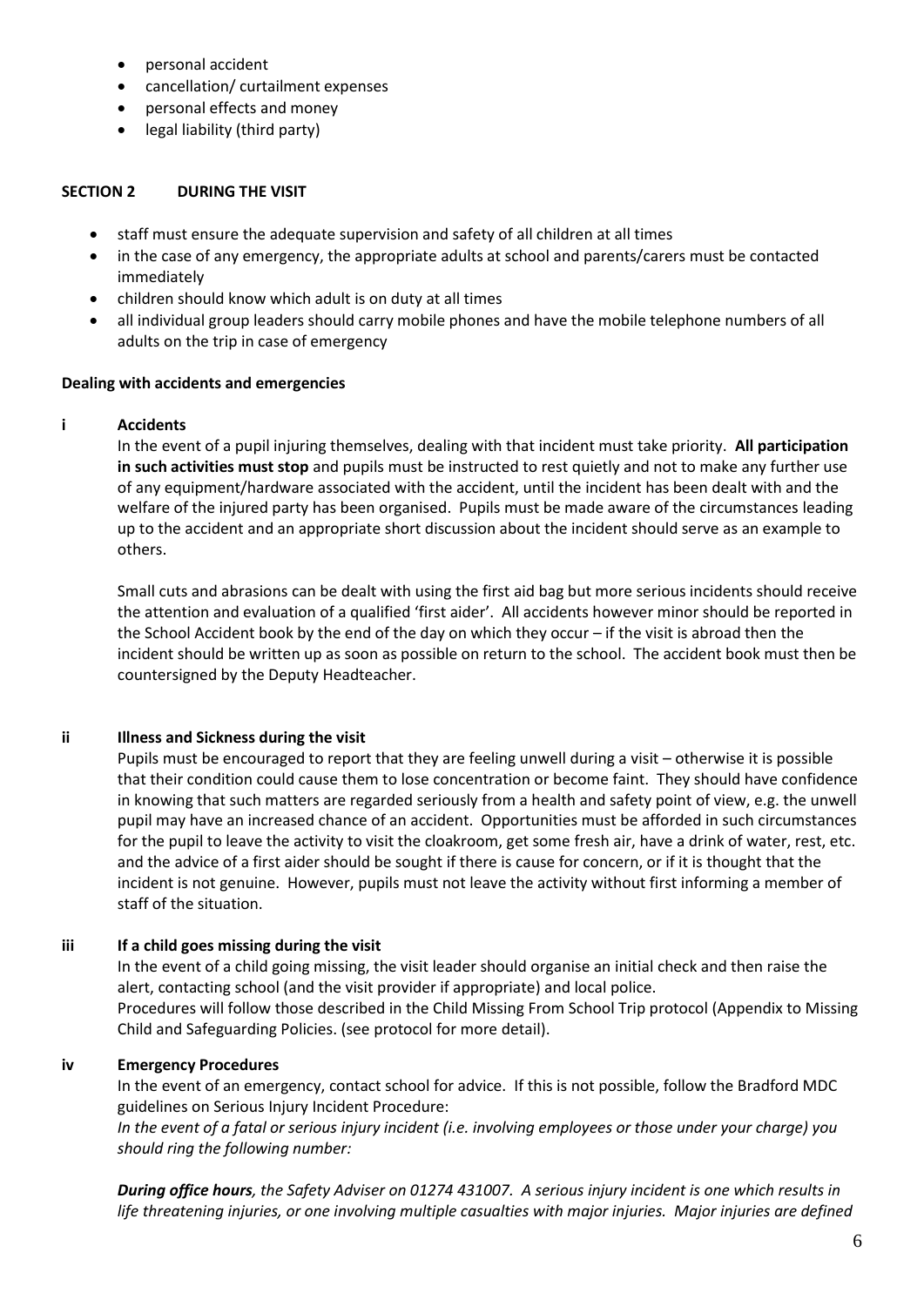- personal accident
- cancellation/ curtailment expenses
- personal effects and money
- legal liability (third party)

## SECTION 2 DURING THE VISIT

- staff must ensure the adequate supervision and safety of all children at all times
- in the case of any emergency, the appropriate adults at school and parents/carers must be contacted immediately
- children should know which adult is on duty at all times
- all individual group leaders should carry mobile phones and have the mobile telephone numbers of all adults on the trip in case of emergency

### Dealing with accidents and emergencies

#### i Accidents

In the event of a pupil injuring themselves, dealing with that incident must take priority. **All participation in such activities must stop** and pupils must be instructed to rest quietly and not to make any further use of any equipment/hardware associated with the accident, until the incident has been dealt with and the welfare of the injured party has been organised. Pupils must be made aware of the circumstances leading up to the accident and an appropriate short discussion about the incident should serve as an example to others.

Small cuts and abrasions can be dealt with using the first aid bag but more serious incidents should receive the attention and evaluation of a qualified 'first aider'. All accidents however minor should be reported in the School Accident book by the end of the day on which they occur – if the visit is abroad then the incident should be written up as soon as possible on return to the school. The accident book must then be countersigned by the Deputy Headteacher.

#### ii Illness and Sickness during the visit

Pupils must be encouraged to report that they are feeling unwell during a visit – otherwise it is possible that their condition could cause them to lose concentration or become faint. They should have confidence in knowing that such matters are regarded seriously from a health and safety point of view, e.g. the unwell pupil may have an increased chance of an accident. Opportunities must be afforded in such circumstances for the pupil to leave the activity to visit the cloakroom, get some fresh air, have a drink of water, rest, etc. and the advice of a first aider should be sought if there is cause for concern, or if it is thought that the incident is not genuine. However, pupils must not leave the activity without first informing a member of staff of the situation.

#### iii If a child goes missing during the visit

In the event of a child going missing, the visit leader should organise an initial check and then raise the alert, contacting school (and the visit provider if appropriate) and local police.
Procedures will follow those described in the Child Missing From School Trip protocol (Appendix to Missing Child and Safeguarding Policies. (see protocol for more detail).

#### iv Emergency Procedures

In the event of an emergency, contact school for advice. If this is not possible, follow the Bradford MDC guidelines on Serious Injury Incident Procedure:
*In the event of a fatal or serious injury incident (i.e. involving employees or those under your charge) you should ring the following number:*

***During office hours****, the Safety Adviser on 01274 431007. A serious injury incident is one which results in life threatening injuries, or one involving multiple casualties with major injuries. Major injuries are defined*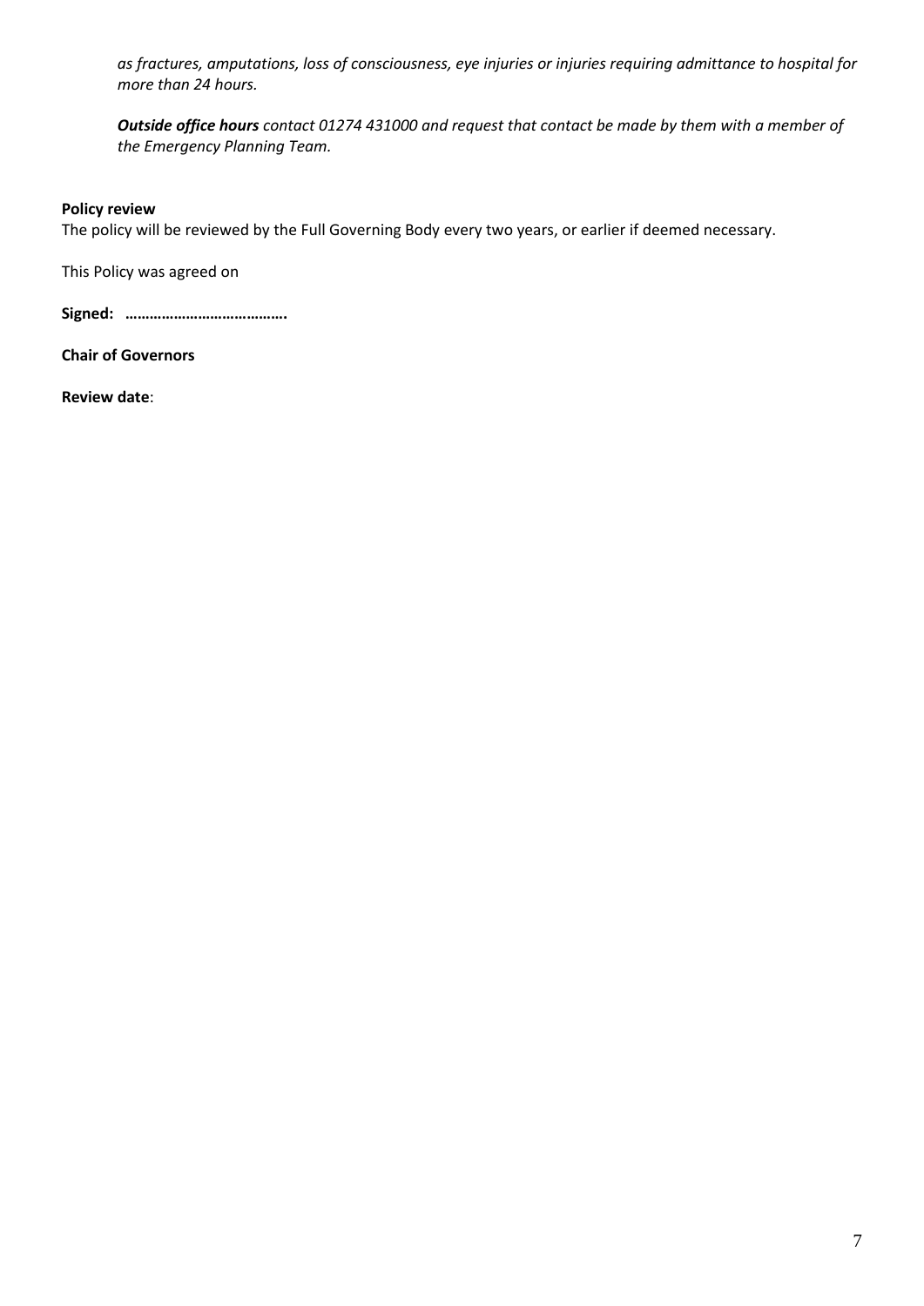*as fractures, amputations, loss of consciousness, eye injuries or injuries requiring admittance to hospital for more than 24 hours.*

***Outside office hours*** *contact 01274 431000 and request that contact be made by them with a member of the Emergency Planning Team.*

**Policy review**

The policy will be reviewed by the Full Governing Body every two years, or earlier if deemed necessary.

This Policy was agreed on

**Signed: ………………………………….**

**Chair of Governors**

**Review date**: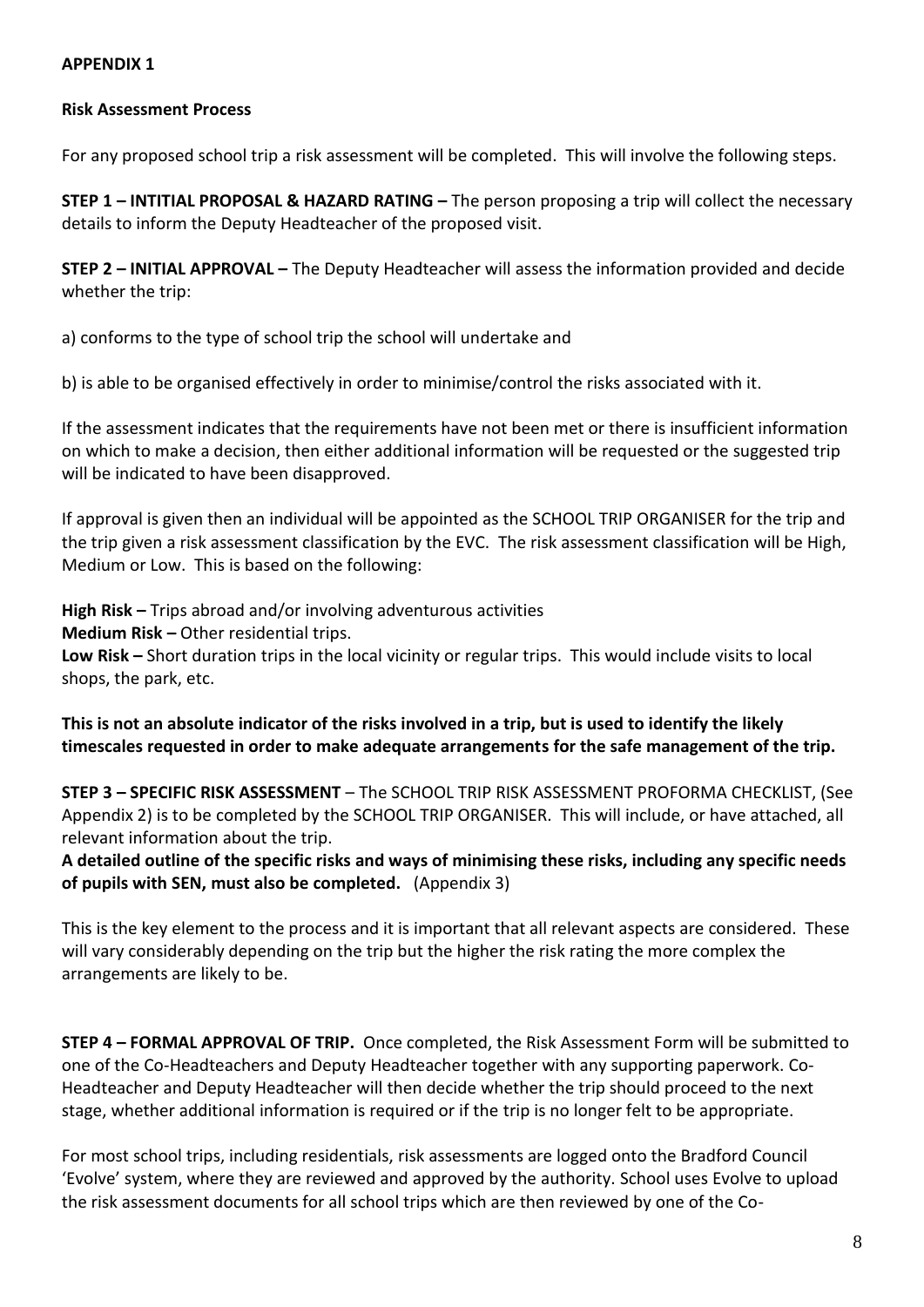**APPENDIX 1**

**Risk Assessment Process**

For any proposed school trip a risk assessment will be completed. This will involve the following steps.

**STEP 1 – INTITIAL PROPOSAL & HAZARD RATING –** The person proposing a trip will collect the necessary details to inform the Deputy Headteacher of the proposed visit.

**STEP 2 – INITIAL APPROVAL –** The Deputy Headteacher will assess the information provided and decide whether the trip:

a) conforms to the type of school trip the school will undertake and

b) is able to be organised effectively in order to minimise/control the risks associated with it.

If the assessment indicates that the requirements have not been met or there is insufficient information on which to make a decision, then either additional information will be requested or the suggested trip will be indicated to have been disapproved.

If approval is given then an individual will be appointed as the SCHOOL TRIP ORGANISER for the trip and the trip given a risk assessment classification by the EVC. The risk assessment classification will be High, Medium or Low. This is based on the following:

**High Risk –** Trips abroad and/or involving adventurous activities
**Medium Risk –** Other residential trips.
**Low Risk –** Short duration trips in the local vicinity or regular trips. This would include visits to local shops, the park, etc.

**This is not an absolute indicator of the risks involved in a trip, but is used to identify the likely timescales requested in order to make adequate arrangements for the safe management of the trip.**

**STEP 3 – SPECIFIC RISK ASSESSMENT** – The SCHOOL TRIP RISK ASSESSMENT PROFORMA CHECKLIST, (See Appendix 2) is to be completed by the SCHOOL TRIP ORGANISER. This will include, or have attached, all relevant information about the trip.
**A detailed outline of the specific risks and ways of minimising these risks, including any specific needs of pupils with SEN, must also be completed.** (Appendix 3)

This is the key element to the process and it is important that all relevant aspects are considered. These will vary considerably depending on the trip but the higher the risk rating the more complex the arrangements are likely to be.

**STEP 4 – FORMAL APPROVAL OF TRIP.** Once completed, the Risk Assessment Form will be submitted to one of the Co-Headteachers and Deputy Headteacher together with any supporting paperwork. Co-Headteacher and Deputy Headteacher will then decide whether the trip should proceed to the next stage, whether additional information is required or if the trip is no longer felt to be appropriate.

For most school trips, including residentials, risk assessments are logged onto the Bradford Council 'Evolve' system, where they are reviewed and approved by the authority. School uses Evolve to upload the risk assessment documents for all school trips which are then reviewed by one of the Co-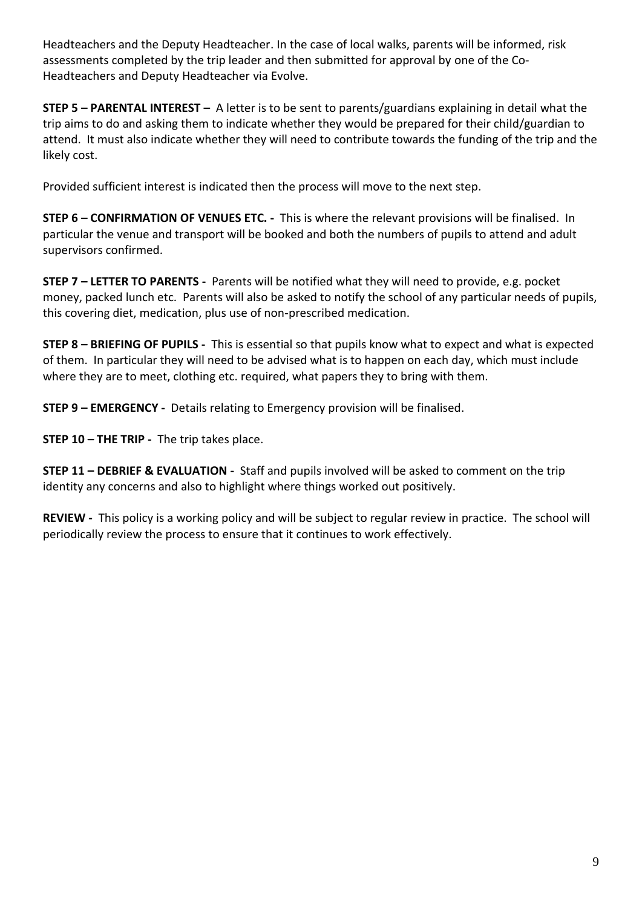Headteachers and the Deputy Headteacher. In the case of local walks, parents will be informed, risk assessments completed by the trip leader and then submitted for approval by one of the Co-Headteachers and Deputy Headteacher via Evolve.

**STEP 5 – PARENTAL INTEREST –** A letter is to be sent to parents/guardians explaining in detail what the trip aims to do and asking them to indicate whether they would be prepared for their child/guardian to attend. It must also indicate whether they will need to contribute towards the funding of the trip and the likely cost.

Provided sufficient interest is indicated then the process will move to the next step.

**STEP 6 – CONFIRMATION OF VENUES ETC. -** This is where the relevant provisions will be finalised. In particular the venue and transport will be booked and both the numbers of pupils to attend and adult supervisors confirmed.

**STEP 7 – LETTER TO PARENTS -** Parents will be notified what they will need to provide, e.g. pocket money, packed lunch etc. Parents will also be asked to notify the school of any particular needs of pupils, this covering diet, medication, plus use of non-prescribed medication.

**STEP 8 – BRIEFING OF PUPILS -** This is essential so that pupils know what to expect and what is expected of them. In particular they will need to be advised what is to happen on each day, which must include where they are to meet, clothing etc. required, what papers they to bring with them.

**STEP 9 – EMERGENCY -** Details relating to Emergency provision will be finalised.

**STEP 10 – THE TRIP -** The trip takes place.

**STEP 11 – DEBRIEF & EVALUATION -** Staff and pupils involved will be asked to comment on the trip identity any concerns and also to highlight where things worked out positively.

**REVIEW -** This policy is a working policy and will be subject to regular review in practice. The school will periodically review the process to ensure that it continues to work effectively.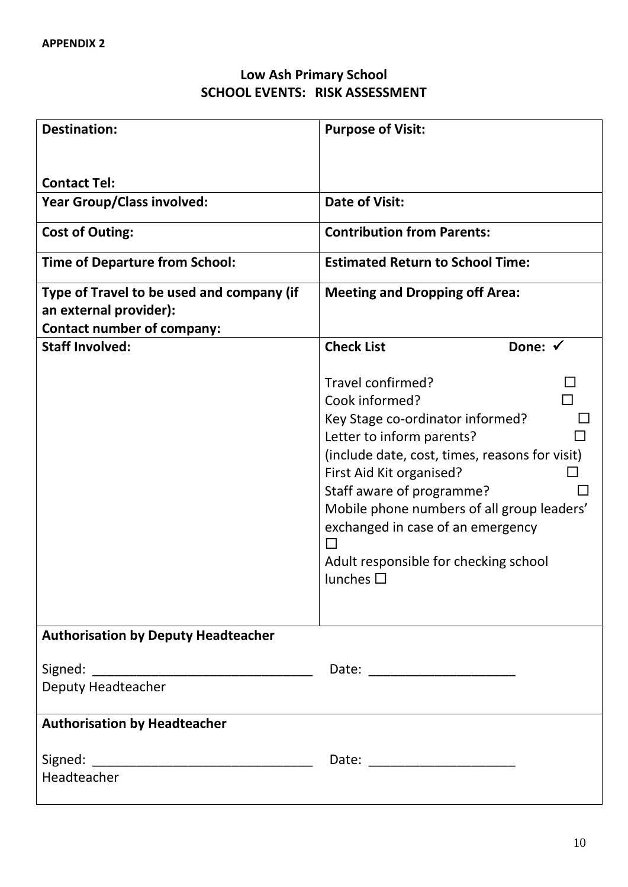**APPENDIX 2**

## Low Ash Primary School
## SCHOOL EVENTS: RISK ASSESSMENT

| **Destination:**<br><br>**Contact Tel:** | **Purpose of Visit:** |
|---|---|
| **Year Group/Class involved:** | **Date of Visit:** |
| **Cost of Outing:** | **Contribution from Parents:** |
| **Time of Departure from School:** | **Estimated Return to School Time:** |
| **Type of Travel to be used and company (if an external provider):**<br>**Contact number of company:** | **Meeting and Dropping off Area:** |
| **Staff Involved:** | **Check List** **Done: ✓**<br><br>Travel confirmed? ☐<br>Cook informed? ☐<br>Key Stage co-ordinator informed? ☐<br>Letter to inform parents? ☐<br>(include date, cost, times, reasons for visit)<br>First Aid Kit organised? ☐<br>Staff aware of programme? ☐<br>Mobile phone numbers of all group leaders' exchanged in case of an emergency ☐<br>Adult responsible for checking school lunches ☐ |
| **Authorisation by Deputy Headteacher**<br><br>Signed: ______________________________ Date: ____________________<br>Deputy Headteacher | |
| **Authorisation by Headteacher**<br><br>Signed: ______________________________ Date: ____________________<br>Headteacher | |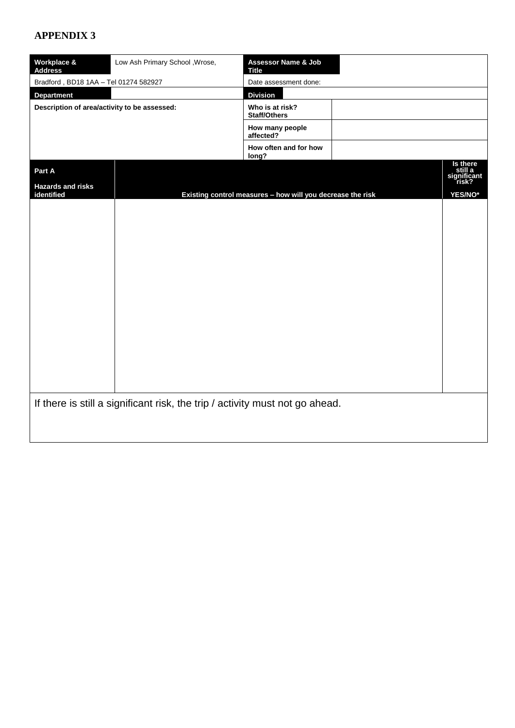## APPENDIX 3

| | | | | |
|---|---|---|---|---|
| **Workplace & Address** | Low Ash Primary School ,Wrose, | **Assessor Name & Job Title** | | |
| Bradford , BD18 1AA – Tel 01274 582927 | | Date assessment done: | | |
| **Department** | | **Division** | | |
| **Description of area/activity to be assessed:** | | **Who is at risk? Staff/Others** | | |
| | | **How many people affected?** | | |
| | | **How often and for how long?** | | |

| **Part A**<br><br>**Hazards and risks identified** | **Existing control measures – how will you decrease the risk** | **Is there still a significant risk?**<br><br>**YES/NO*** |
|---|---|---|
| | | |

If there is still a significant risk, the trip / activity must not go ahead.